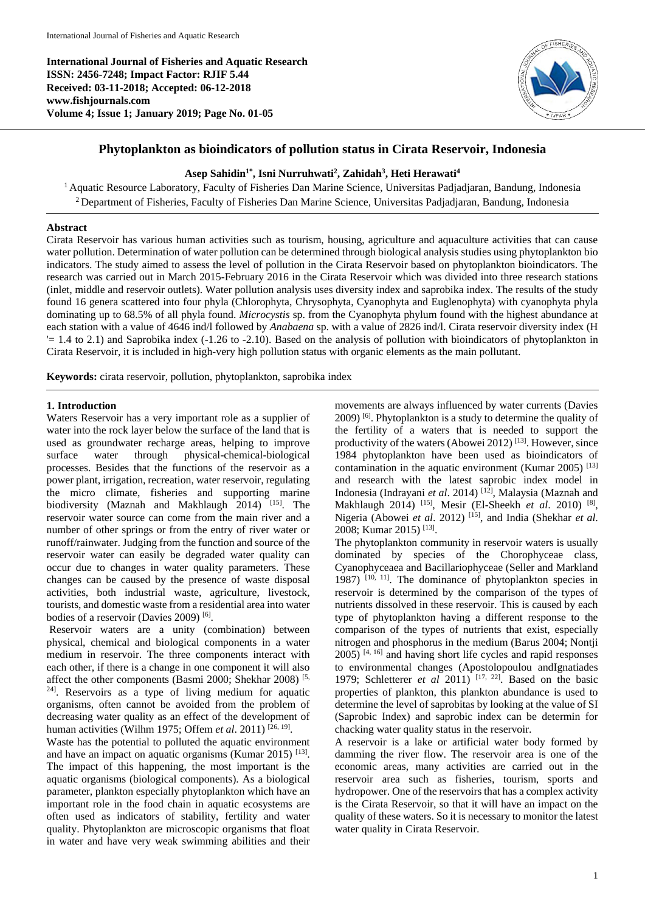**International Journal of Fisheries and Aquatic Research**
**ISSN: 2456-7248; Impact Factor: RJIF 5.44**
**Received: 03-11-2018; Accepted: 06-12-2018**
**www.fishjournals.com**
**Volume 4; Issue 1; January 2019; Page No. 01-05**

# Phytoplankton as bioindicators of pollution status in Cirata Reservoir, Indonesia

**Asep Sahidin[1*], Isni Nurruhwati[2], Zahidah[3], Heti Herawati[4]**

[1] Aquatic Resource Laboratory, Faculty of Fisheries Dan Marine Science, Universitas Padjadjaran, Bandung, Indonesia
[2] Department of Fisheries, Faculty of Fisheries Dan Marine Science, Universitas Padjadjaran, Bandung, Indonesia

## Abstract

Cirata Reservoir has various human activities such as tourism, housing, agriculture and aquaculture activities that can cause water pollution. Determination of water pollution can be determined through biological analysis studies using phytoplankton bio indicators. The study aimed to assess the level of pollution in the Cirata Reservoir based on phytoplankton bioindicators. The research was carried out in March 2015-February 2016 in the Cirata Reservoir which was divided into three research stations (inlet, middle and reservoir outlets). Water pollution analysis uses diversity index and saprobika index. The results of the study found 16 genera scattered into four phyla (Chlorophyta, Chrysophyta, Cyanophyta and Euglenophyta) with cyanophyta phyla dominating up to 68.5% of all phyla found. *Microcystis* sp. from the Cyanophyta phylum found with the highest abundance at each station with a value of 4646 ind/l followed by *Anabaena* sp. with a value of 2826 ind/l. Cirata reservoir diversity index (H '= 1.4 to 2.1) and Saprobika index (-1.26 to -2.10). Based on the analysis of pollution with bioindicators of phytoplankton in Cirata Reservoir, it is included in high-very high pollution status with organic elements as the main pollutant.

**Keywords:** cirata reservoir, pollution, phytoplankton, saprobika index

## 1. Introduction

Waters Reservoir has a very important role as a supplier of water into the rock layer below the surface of the land that is used as groundwater recharge areas, helping to improve surface water through physical-chemical-biological processes. Besides that the functions of the reservoir as a power plant, irrigation, recreation, water reservoir, regulating the micro climate, fisheries and supporting marine biodiversity (Maznah and Makhlaugh 2014) [15]. The reservoir water source can come from the main river and a number of other springs or from the entry of river water or runoff/rainwater. Judging from the function and source of the reservoir water can easily be degraded water quality can occur due to changes in water quality parameters. These changes can be caused by the presence of waste disposal activities, both industrial waste, agriculture, livestock, tourists, and domestic waste from a residential area into water bodies of a reservoir (Davies 2009) [6].

Reservoir waters are a unity (combination) between physical, chemical and biological components in a water medium in reservoir. The three components interact with each other, if there is a change in one component it will also affect the other components (Basmi 2000; Shekhar 2008) [5, 24]. Reservoirs as a type of living medium for aquatic organisms, often cannot be avoided from the problem of decreasing water quality as an effect of the development of human activities (Wilhm 1975; Offem *et al*. 2011) [26, 19].

Waste has the potential to polluted the aquatic environment and have an impact on aquatic organisms (Kumar 2015) [13]. The impact of this happening, the most important is the aquatic organisms (biological components). As a biological parameter, plankton especially phytoplankton which have an important role in the food chain in aquatic ecosystems are often used as indicators of stability, fertility and water quality. Phytoplankton are microscopic organisms that float in water and have very weak swimming abilities and their movements are always influenced by water currents (Davies 2009) [6]. Phytoplankton is a study to determine the quality of the fertility of a waters that is needed to support the productivity of the waters (Abowei 2012) [13]. However, since 1984 phytoplankton have been used as bioindicators of contamination in the aquatic environment (Kumar 2005) [13] and research with the latest saprobic index model in Indonesia (Indrayani *et al*. 2014) [12], Malaysia (Maznah and Makhlaugh 2014) [15], Mesir (El-Sheekh *et al*. 2010) [8], Nigeria (Abowei *et al*. 2012) [15], and India (Shekhar *et al*. 2008; Kumar 2015) [13].

The phytoplankton community in reservoir waters is usually dominated by species of the Chorophyceae class, Cyanophyceaea and Bacillariophyceae (Seller and Markland 1987) [10, 11]. The dominance of phytoplankton species in reservoir is determined by the comparison of the types of nutrients dissolved in these reservoir. This is caused by each type of phytoplankton having a different response to the comparison of the types of nutrients that exist, especially nitrogen and phosphorus in the medium (Barus 2004; Nontji 2005) [4, 16] and having short life cycles and rapid responses to environmental changes (Apostolopoulou andIgnatiades 1979; Schletterer *et al* 2011) [17, 22]. Based on the basic properties of plankton, this plankton abundance is used to determine the level of saprobitas by looking at the value of SI (Saprobic Index) and saprobic index can be determin for chacking water quality status in the reservoir.

A reservoir is a lake or artificial water body formed by damming the river flow. The reservoir area is one of the economic areas, many activities are carried out in the reservoir area such as fisheries, tourism, sports and hydropower. One of the reservoirs that has a complex activity is the Cirata Reservoir, so that it will have an impact on the quality of these waters. So it is necessary to monitor the latest water quality in Cirata Reservoir.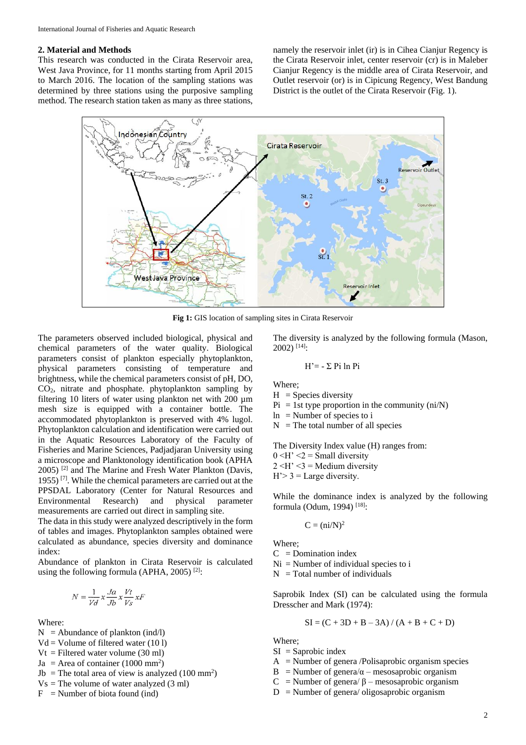## 2. Material and Methods

This research was conducted in the Cirata Reservoir area, West Java Province, for 11 months starting from April 2015 to March 2016. The location of the sampling stations was determined by three stations using the purposive sampling method. The research station taken as many as three stations, namely the reservoir inlet (ir) is in Cihea Cianjur Regency is the Cirata Reservoir inlet, center reservoir (cr) is in Maleber Cianjur Regency is the middle area of Cirata Reservoir, and Outlet reservoir (or) is in Cipicung Regency, West Bandung District is the outlet of the Cirata Reservoir (Fig. 1).

**Fig 1:** GIS location of sampling sites in Cirata Reservoir

The parameters observed included biological, physical and chemical parameters of the water quality. Biological parameters consist of plankton especially phytoplankton, physical parameters consisting of temperature and brightness, while the chemical parameters consist of pH, DO, $CO_2$, nitrate and phosphate. phytoplankton sampling by filtering 10 liters of water using plankton net with 200 µm mesh size is equipped with a container bottle. The accommodated phytoplankton is preserved with 4% lugol. Phytoplankton calculation and identification were carried out in the Aquatic Resources Laboratory of the Faculty of Fisheries and Marine Sciences, Padjadjaran University using a microscope and Planktonology identification book (APHA 2005) [2] and The Marine and Fresh Water Plankton (Davis, 1955) [7]. While the chemical parameters are carried out at the PPSDAL Laboratory (Center for Natural Resources and Environmental Research) and physical parameter measurements are carried out direct in sampling site.

The data in this study were analyzed descriptively in the form of tables and images. Phytoplankton samples obtained were calculated as abundance, species diversity and dominance index:

Abundance of plankton in Cirata Reservoir is calculated using the following formula (APHA, 2005) [2]:

$$N = \frac{1}{Vd} x \frac{Ja}{Jb} x \frac{Vt}{Vs} xF$$

Where:

N = Abundance of plankton (ind/l)
Vd = Volume of filtered water (10 l)
Vt = Filtered water volume (30 ml)
Ja = Area of container (1000 $mm^2$)
Jb = The total area of view is analyzed (100 $mm^2$)
Vs = The volume of water analyzed (3 ml)
F = Number of biota found (ind)

The diversity is analyzed by the following formula (Mason, 2002) [14]:

$$H' = - \Sigma \text{ Pi ln Pi}$$

Where;

H = Species diversity
Pi = 1st type proportion in the community (ni/N)
ln = Number of species to i
N = The total number of all species

The Diversity Index value (H) ranges from:
$0 < H' < 2$ = Small diversity
$2 < H' < 3$ = Medium diversity
$H' > 3$ = Large diversity.

While the dominance index is analyzed by the following formula (Odum, 1994) [18]:

$$C = (ni/N)^2$$

Where;

C = Domination index
Ni = Number of individual species to i
N = Total number of individuals

Saprobik Index (SI) can be calculated using the formula Dresscher and Mark (1974):

$$SI = (C + 3D + B - 3A) / (A + B + C + D)$$

Where;

SI = Saprobic index
A = Number of genera /Polisaprobic organism species
B = Number of genera/α – mesosaprobic organism
C = Number of genera/ β – mesosaprobic organism
D = Number of genera/ oligosaprobic organism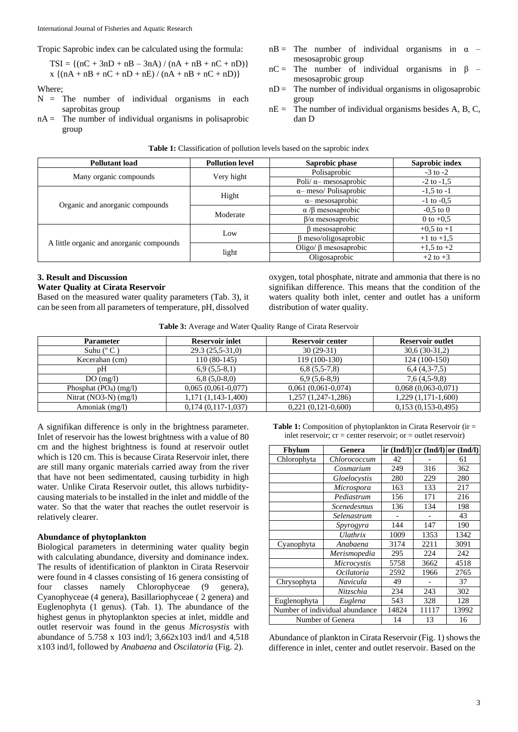Tropic Saprobic index can be calculated using the formula:

$$TSI = \{(nC + 3nD + nB - 3nA) / (nA + nB + nC + nD)\} \times \{(nA + nB + nC + nD + nE) / (nA + nB + nC + nD)\}$$

Where;

- N = The number of individual organisms in each saprobitas group
- nA = The number of individual organisms in polisaprobic group
- nB = The number of individual organisms in α – mesosaprobic group
- nC = The number of individual organisms in β – mesosaprobic group
- nD = The number of individual organisms in oligosaprobic group
- nE = The number of individual organisms besides A, B, C, dan D

**Table 1:** Classification of pollution levels based on the saprobic index

| Pollutant load | Pollution level | Saprobic phase | Saprobic index |
|---|---|---|---|
| Many organic compounds | Very hight | Polisaprobic | -3 to -2 |
| | | Poli/ α– mesosaprobic | -2 to -1,5 |
| Organic and anorganic compounds | Hight | α– meso/ Polisaprobic | -1,5 to -1 |
| | | α– mesosaprobic | -1 to -0,5 |
| | Moderate | α /β mesosaprobic | -0,5 to 0 |
| | | β/α mesosaprobic | 0 to +0,5 |
| A little organic and anorganic compounds | Low | β mesosaprobic | +0,5 to +1 |
| | | β meso/oligosaprobic | +1 to +1,5 |
| | light | Oligo/ β mesosaprobic | +1,5 to +2 |
| | | Oligosaprobic | +2 to +3 |

## 3. Result and Discussion

### Water Quality at Cirata Reservoir

Based on the measured water quality parameters (Tab. 3), it can be seen from all parameters of temperature, pH, dissolved oxygen, total phosphate, nitrate and ammonia that there is no signifikan difference. This means that the condition of the waters quality both inlet, center and outlet has a uniform distribution of water quality.

**Table 3:** Average and Water Quality Range of Cirata Reservoir

| Parameter | Reservoir inlet | Reservoir center | Reservoir outlet |
|---|---|---|---|
| Suhu (° C ) | 29.3 (25,5-31,0) | 30 (29-31) | 30,6 (30-31,2) |
| Kecerahan (cm) | 110 (80-145) | 119 (100-130) | 124 (100-150) |
| pH | 6,9 (5,5-8,1) | 6,8 (5,5-7,8) | 6,4 (4,3-7,5) |
| DO (mg/l) | 6,8 (5,0-8,0) | 6,9 (5,6-8,9) | 7,6 (4,5-9,8) |
| Phosphat ($PO_4$) (mg/l) | 0,065 (0,061-0,077) | 0,061 (0,061-0,074) | 0,068 (0,063-0,071) |
| Nitrat (NO3-N) (mg/l) | 1,171 (1,143-1,400) | 1,257 (1,247-1,286) | 1,229 (1,171-1,600) |
| Amoniak (mg/l) | 0,174 (0,117-1,037) | 0,221 (0,121-0,600) | 0,153 (0,153-0,495) |

A signifikan difference is only in the brightness parameter. Inlet of reservoir has the lowest brightness with a value of 80 cm and the highest brightness is found at reservoir outlet which is 120 cm. This is because Cirata Reservoir inlet, there are still many organic materials carried away from the river that have not been sedimentated, causing turbidity in high water. Unlike Cirata Reservoir outlet, this allows turbidity-causing materials to be installed in the inlet and middle of the water. So that the water that reaches the outlet reservoir is relatively clearer.

### Abundance of phytoplankton

Biological parameters in determining water quality begin with calculating abundance, diversity and dominance index. The results of identification of plankton in Cirata Reservoir were found in 4 classes consisting of 16 genera consisting of four classes namely Chlorophyceae (9 genera), Cyanophyceae (4 genera), Basillariophyceae ( 2 genera) and Euglenophyta (1 genus). (Tab. 1). The abundance of the highest genus in phytoplankton species at inlet, middle and outlet reservoir was found in the genus *Microsystis* with abundance of 5.758 x 103 ind/l; 3,662x103 ind/l and 4,518 x103 ind/l, followed by *Anabaena* and *Oscilatoria* (Fig. 2).

**Table 1:** Composition of phytoplankton in Cirata Reservoir (ir = inlet reservoir; cr = center reservoir; or = outlet reservoir)

| Fhylum | Genera | ir (Ind/l) | cr (Ind/l) | or (Ind/l) |
|---|---|---|---|---|
| Chlorophyta | *Chlorococcum* | 42 | - | 61 |
| | *Cosmarium* | 249 | 316 | 362 |
| | *Gloelocystis* | 280 | 229 | 280 |
| | *Microspora* | 163 | 133 | 217 |
| | *Pediastrum* | 156 | 171 | 216 |
| | *Scenedesmus* | 136 | 134 | 198 |
| | *Selenastrum* | - | - | 43 |
| | *Spyrogyra* | 144 | 147 | 190 |
| | *Ulathrix* | 1009 | 1353 | 1342 |
| Cyanophyta | *Anabaena* | 3174 | 2211 | 3091 |
| | *Merismopedia* | 295 | 224 | 242 |
| | *Microcystis* | 5758 | 3662 | 4518 |
| | *Ocilatoria* | 2592 | 1966 | 2765 |
| Chrysophyta | *Navicula* | 49 | - | 37 |
| | *Nitzschia* | 234 | 243 | 302 |
| Euglenophyta | *Euglena* | 543 | 328 | 128 |
| Number of individual abundance | | 14824 | 11117 | 13992 |
| Number of Genera | | 14 | 13 | 16 |

Abundance of plankton in Cirata Reservoir (Fig. 1) shows the difference in inlet, center and outlet reservoir. Based on the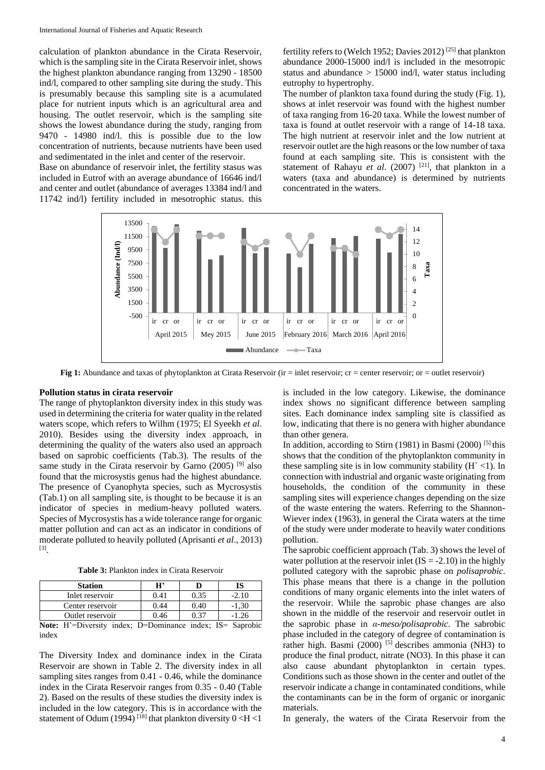calculation of plankton abundance in the Cirata Reservoir, which is the sampling site in the Cirata Reservoir inlet, shows the highest plankton abundance ranging from 13290 - 18500 ind/l, compared to other sampling site during the study. This is presumably because this sampling site is a acumulated place for nutrient inputs which is an agricultural area and housing. The outlet reservoir, which is the sampling site shows the lowest abundance during the study, ranging from 9470 - 14980 ind/l. this is possible due to the low concentration of nutrients, because nutrients have been used and sedimentated in the inlet and center of the reservoir.

Base on abundance of reservoir inlet, the fertility stasus was included in Eutrof with an average abundance of 16646 ind/l and center and outlet (abundance of averages 13384 ind/l and 11742 ind/l) fertility included in mesotrophic status. this fertility refers to (Welch 1952; Davies 2012) [25] that plankton abundance 2000-15000 ind/l is included in the mesotropic status and abundance > 15000 ind/l, water status including eutrophy to hypertrophy.

The number of plankton taxa found during the study (Fig. 1), shows at inlet reservoir was found with the highest number of taxa ranging from 16-20 taxa. While the lowest number of taxa is found at outlet reservoir with a range of 14-18 taxa. The high nutrient at reservoir inlet and the low nutrient at reservoir outlet are the high reasons or the low number of taxa found at each sampling site. This is consistent with the statement of Rahayu *et al*. (2007) [21], that plankton in a waters (taxa and abundance) is determined by nutrients concentrated in the waters.

**Fig 1:** Abundance and taxas of phytoplankton at Cirata Reservoir (ir = inlet reservoir; cr = center reservoir; or = outlet reservoir)

### Pollution status in cirata reservoir

The range of phytoplankton diversity index in this study was used in determining the criteria for water quality in the related waters scope, which refers to Wilhm (1975; El Syeekh *et al*. 2010). Besides using the diversity index approach, in determining the quality of the waters also used an approach based on saprobic coefficients (Tab.3). The results of the same study in the Cirata reservoir by Garno (2005) [9] also found that the microsystis genus had the highest abundance. The presence of Cyanophyta species, such as Mycrosystis (Tab.1) on all sampling site, is thought to be because it is an indicator of species in medium-heavy polluted waters. Species of Mycrosystis has a wide tolerance range for organic matter pollution and can act as an indicator in conditions of moderate polluted to heavily polluted (Aprisanti *et al*., 2013) [3].

**Table 3:** Plankton index in Cirata Reservoir

| Station | H' | D | IS |
|---|---|---|---|
| Inlet reservoir | 0.41 | 0.35 | -2.10 |
| Center reservoir | 0.44 | 0.40 | -1,30 |
| Outlet reservoir | 0.46 | 0.37 | -1.26 |

**Note:** H'=Diversity index; D=Dominance index; IS= Saprobic index

The Diversity Index and dominance index in the Cirata Reservoir are shown in Table 2. The diversity index in all sampling sites ranges from 0.41 - 0.46, while the dominance index in the Cirata Reservoir ranges from 0.35 - 0.40 (Table 2). Based on the results of these studies the diversity index is included in the low category. This is in accordance with the statement of Odum (1994) [18] that plankton diversity 0 <H <1 is included in the low category. Likewise, the dominance index shows no significant difference between sampling sites. Each dominance index sampling site is classified as low, indicating that there is no genera with higher abundance than other genera.

In addition, according to Stirn (1981) in Basmi (2000) [5] this shows that the condition of the phytoplankton community in these sampling site is in low community stability (H` <1). In connection with industrial and organic waste originating from households, the condition of the community in these sampling sites will experience changes depending on the size of the waste entering the waters. Referring to the Shannon-Wiever index (1963), in general the Cirata waters at the time of the study were under moderate to heavily water conditions pollution.

The saprobic coefficient approach (Tab. 3) shows the level of water pollution at the reservoir inlet (IS = -2.10) in the highly polluted category with the saprobic phase on *polisaprobic*. This phase means that there is a change in the pollution conditions of many organic elements into the inlet waters of the reservoir. While the saprobic phase changes are also shown in the middle of the reservoir and reservoir outlet in the saprobic phase in *α-meso/polisaprobic*. The sabrobic phase included in the category of degree of contamination is rather high. Basmi (2000) [5] describes ammonia ($NH_3$) to produce the final product, nitrate ($NO_3$). In this phase it can also cause abundant phytoplankton in certain types. Conditions such as those shown in the center and outlet of the reservoir indicate a change in contaminated conditions, while the contaminants can be in the form of organic or inorganic materials.

In generaly, the waters of the Cirata Reservoir from the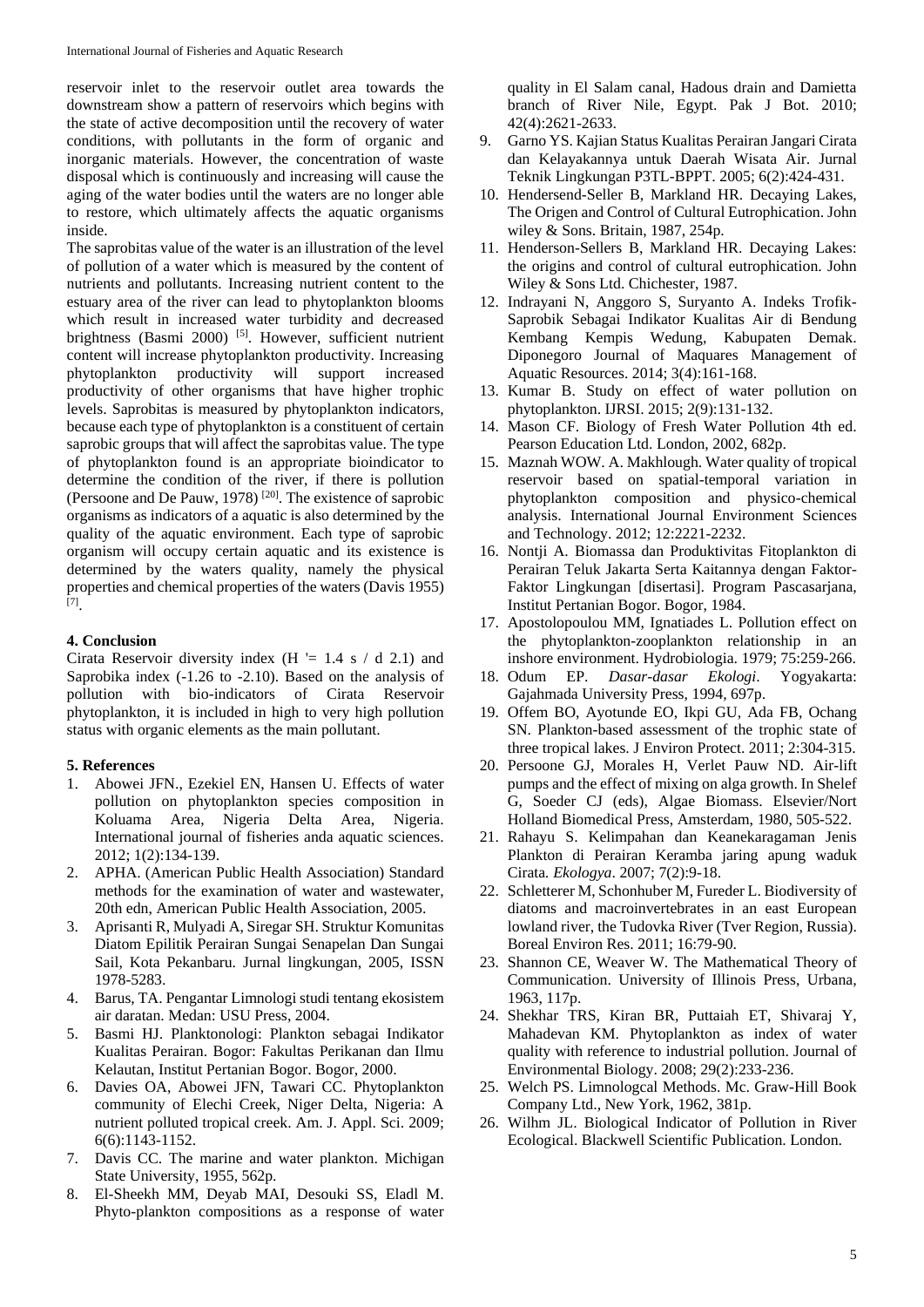reservoir inlet to the reservoir outlet area towards the downstream show a pattern of reservoirs which begins with the state of active decomposition until the recovery of water conditions, with pollutants in the form of organic and inorganic materials. However, the concentration of waste disposal which is continuously and increasing will cause the aging of the water bodies until the waters are no longer able to restore, which ultimately affects the aquatic organisms inside.

The saprobitas value of the water is an illustration of the level of pollution of a water which is measured by the content of nutrients and pollutants. Increasing nutrient content to the estuary area of the river can lead to phytoplankton blooms which result in increased water turbidity and decreased brightness (Basmi 2000) [5]. However, sufficient nutrient content will increase phytoplankton productivity. Increasing phytoplankton productivity will support increased productivity of other organisms that have higher trophic levels. Saprobitas is measured by phytoplankton indicators, because each type of phytoplankton is a constituent of certain saprobic groups that will affect the saprobitas value. The type of phytoplankton found is an appropriate bioindicator to determine the condition of the river, if there is pollution (Persoone and De Pauw, 1978) [20]. The existence of saprobic organisms as indicators of a aquatic is also determined by the quality of the aquatic environment. Each type of saprobic organism will occupy certain aquatic and its existence is determined by the waters quality, namely the physical properties and chemical properties of the waters (Davis 1955) [7].

## 4. Conclusion

Cirata Reservoir diversity index (H '= 1.4 s / d 2.1) and Saprobika index (-1.26 to -2.10). Based on the analysis of pollution with bio-indicators of Cirata Reservoir phytoplankton, it is included in high to very high pollution status with organic elements as the main pollutant.

## 5. References

1. Abowei JFN., Ezekiel EN, Hansen U. Effects of water pollution on phytoplankton species composition in Koluama Area, Nigeria Delta Area, Nigeria. International journal of fisheries anda aquatic sciences. 2012; 1(2):134-139.
2. APHA. (American Public Health Association) Standard methods for the examination of water and wastewater, 20th edn, American Public Health Association, 2005.
3. Aprisanti R, Mulyadi A, Siregar SH. Struktur Komunitas Diatom Epilitik Perairan Sungai Senapelan Dan Sungai Sail, Kota Pekanbaru. Jurnal lingkungan, 2005, ISSN 1978-5283.
4. Barus, TA. Pengantar Limnologi studi tentang ekosistem air daratan. Medan: USU Press, 2004.
5. Basmi HJ. Planktonologi: Plankton sebagai Indikator Kualitas Perairan. Bogor: Fakultas Perikanan dan Ilmu Kelautan, Institut Pertanian Bogor. Bogor, 2000.
6. Davies OA, Abowei JFN, Tawari CC. Phytoplankton community of Elechi Creek, Niger Delta, Nigeria: A nutrient polluted tropical creek. Am. J. Appl. Sci. 2009; 6(6):1143-1152.
7. Davis CC. The marine and water plankton. Michigan State University, 1955, 562p.
8. El-Sheekh MM, Deyab MAI, Desouki SS, Eladl M. Phyto-plankton compositions as a response of water quality in El Salam canal, Hadous drain and Damietta branch of River Nile, Egypt. Pak J Bot. 2010; 42(4):2621-2633.
9. Garno YS. Kajian Status Kualitas Perairan Jangari Cirata dan Kelayakannya untuk Daerah Wisata Air. Jurnal Teknik Lingkungan P3TL-BPPT. 2005; 6(2):424-431.
10. Hendersend-Seller B, Markland HR. Decaying Lakes, The Origen and Control of Cultural Eutrophication. John wiley & Sons. Britain, 1987, 254p.
11. Henderson-Sellers B, Markland HR. Decaying Lakes: the origins and control of cultural eutrophication. John Wiley & Sons Ltd. Chichester, 1987.
12. Indrayani N, Anggoro S, Suryanto A. Indeks Trofik-Saprobik Sebagai Indikator Kualitas Air di Bendung Kembang Kempis Wedung, Kabupaten Demak. Diponegoro Journal of Maquares Management of Aquatic Resources. 2014; 3(4):161-168.
13. Kumar B. Study on effect of water pollution on phytoplankton. IJRSI. 2015; 2(9):131-132.
14. Mason CF. Biology of Fresh Water Pollution 4th ed. Pearson Education Ltd. London, 2002, 682p.
15. Maznah WOW. A. Makhlough. Water quality of tropical reservoir based on spatial-temporal variation in phytoplankton composition and physico-chemical analysis. International Journal Environment Sciences and Technology. 2012; 12:2221-2232.
16. Nontji A. Biomassa dan Produktivitas Fitoplankton di Perairan Teluk Jakarta Serta Kaitannya dengan Faktor-Faktor Lingkungan [disertasi]. Program Pascasarjana, Institut Pertanian Bogor. Bogor, 1984.
17. Apostolopoulou MM, Ignatiades L. Pollution effect on the phytoplankton-zooplankton relationship in an inshore environment. Hydrobiologia. 1979; 75:259-266.
18. Odum EP. *Dasar-dasar Ekologi*. Yogyakarta: Gajahmada University Press, 1994, 697p.
19. Offem BO, Ayotunde EO, Ikpi GU, Ada FB, Ochang SN. Plankton-based assessment of the trophic state of three tropical lakes. J Environ Protect. 2011; 2:304-315.
20. Persoone GJ, Morales H, Verlet Pauw ND. Air-lift pumps and the effect of mixing on alga growth. In Shelef G, Soeder CJ (eds), Algae Biomass. Elsevier/Nort Holland Biomedical Press, Amsterdam, 1980, 505-522.
21. Rahayu S. Kelimpahan dan Keanekaragaman Jenis Plankton di Perairan Keramba jaring apung waduk Cirata. *Ekologya*. 2007; 7(2):9-18.
22. Schletterer M, Schonhuber M, Fureder L. Biodiversity of diatoms and macroinvertebrates in an east European lowland river, the Tudovka River (Tver Region, Russia). Boreal Environ Res. 2011; 16:79-90.
23. Shannon CE, Weaver W. The Mathematical Theory of Communication. University of Illinois Press, Urbana, 1963, 117p.
24. Shekhar TRS, Kiran BR, Puttaiah ET, Shivaraj Y, Mahadevan KM. Phytoplankton as index of water quality with reference to industrial pollution. Journal of Environmental Biology. 2008; 29(2):233-236.
25. Welch PS. Limnologcal Methods. Mc. Graw-Hill Book Company Ltd., New York, 1962, 381p.
26. Wilhm JL. Biological Indicator of Pollution in River Ecological. Blackwell Scientific Publication. London.